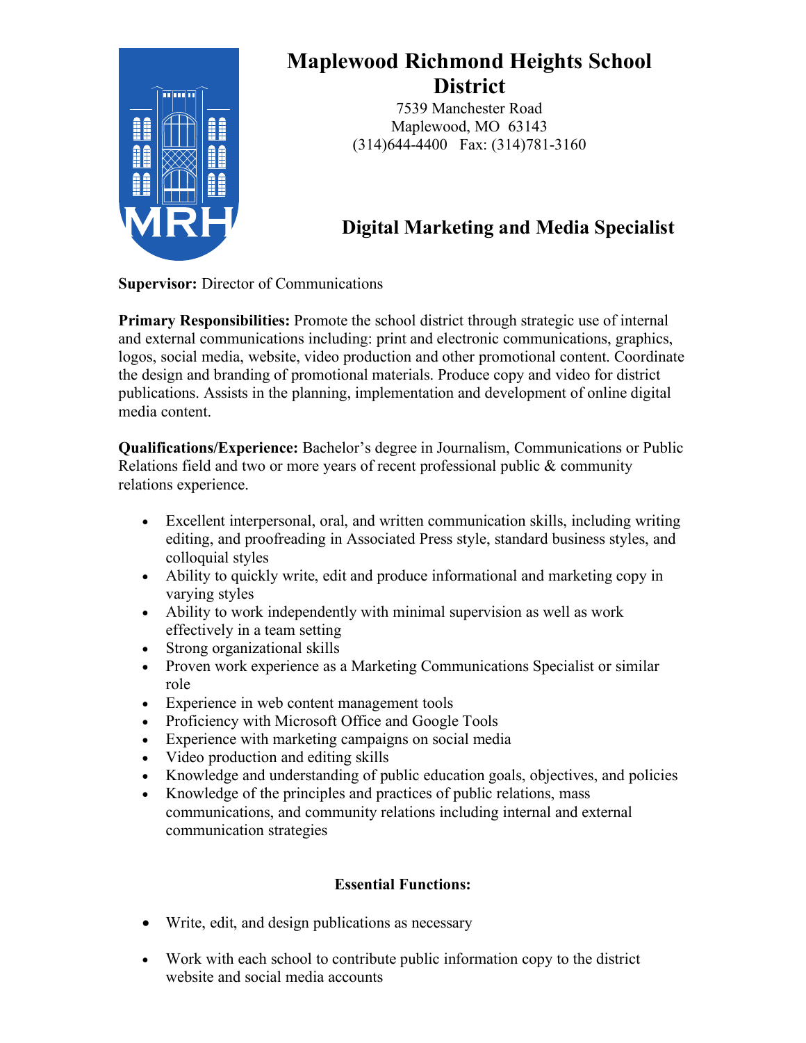# Maplewood Richmond Heights School District

7539 Manchester Road
Maplewood, MO 63143
(314)644-4400 Fax: (314)781-3160

## Digital Marketing and Media Specialist

**Supervisor:** Director of Communications

**Primary Responsibilities:** Promote the school district through strategic use of internal and external communications including: print and electronic communications, graphics, logos, social media, website, video production and other promotional content. Coordinate the design and branding of promotional materials. Produce copy and video for district publications. Assists in the planning, implementation and development of online digital media content.

**Qualifications/Experience:** Bachelor's degree in Journalism, Communications or Public Relations field and two or more years of recent professional public & community relations experience.

- Excellent interpersonal, oral, and written communication skills, including writing editing, and proofreading in Associated Press style, standard business styles, and colloquial styles
- Ability to quickly write, edit and produce informational and marketing copy in varying styles
- Ability to work independently with minimal supervision as well as work effectively in a team setting
- Strong organizational skills
- Proven work experience as a Marketing Communications Specialist or similar role
- Experience in web content management tools
- Proficiency with Microsoft Office and Google Tools
- Experience with marketing campaigns on social media
- Video production and editing skills
- Knowledge and understanding of public education goals, objectives, and policies
- Knowledge of the principles and practices of public relations, mass communications, and community relations including internal and external communication strategies

**Essential Functions:**

- Write, edit, and design publications as necessary
- Work with each school to contribute public information copy to the district website and social media accounts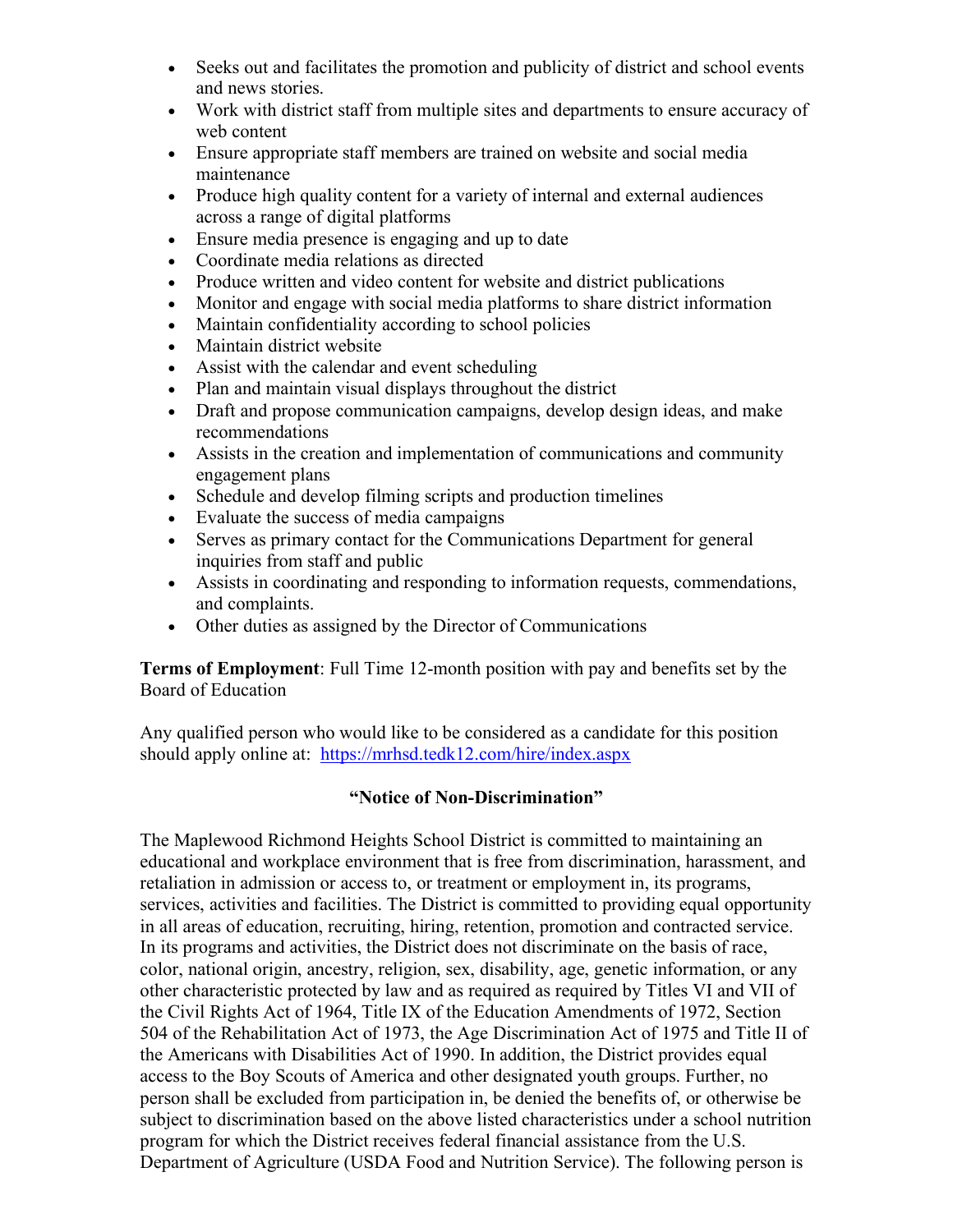- Seeks out and facilitates the promotion and publicity of district and school events and news stories.
- Work with district staff from multiple sites and departments to ensure accuracy of web content
- Ensure appropriate staff members are trained on website and social media maintenance
- Produce high quality content for a variety of internal and external audiences across a range of digital platforms
- Ensure media presence is engaging and up to date
- Coordinate media relations as directed
- Produce written and video content for website and district publications
- Monitor and engage with social media platforms to share district information
- Maintain confidentiality according to school policies
- Maintain district website
- Assist with the calendar and event scheduling
- Plan and maintain visual displays throughout the district
- Draft and propose communication campaigns, develop design ideas, and make recommendations
- Assists in the creation and implementation of communications and community engagement plans
- Schedule and develop filming scripts and production timelines
- Evaluate the success of media campaigns
- Serves as primary contact for the Communications Department for general inquiries from staff and public
- Assists in coordinating and responding to information requests, commendations, and complaints.
- Other duties as assigned by the Director of Communications

**Terms of Employment**: Full Time 12-month position with pay and benefits set by the Board of Education

Any qualified person who would like to be considered as a candidate for this position should apply online at: https://mrhsd.tedk12.com/hire/index.aspx

**"Notice of Non-Discrimination"**

The Maplewood Richmond Heights School District is committed to maintaining an educational and workplace environment that is free from discrimination, harassment, and retaliation in admission or access to, or treatment or employment in, its programs, services, activities and facilities. The District is committed to providing equal opportunity in all areas of education, recruiting, hiring, retention, promotion and contracted service. In its programs and activities, the District does not discriminate on the basis of race, color, national origin, ancestry, religion, sex, disability, age, genetic information, or any other characteristic protected by law and as required as required by Titles VI and VII of the Civil Rights Act of 1964, Title IX of the Education Amendments of 1972, Section 504 of the Rehabilitation Act of 1973, the Age Discrimination Act of 1975 and Title II of the Americans with Disabilities Act of 1990. In addition, the District provides equal access to the Boy Scouts of America and other designated youth groups. Further, no person shall be excluded from participation in, be denied the benefits of, or otherwise be subject to discrimination based on the above listed characteristics under a school nutrition program for which the District receives federal financial assistance from the U.S. Department of Agriculture (USDA Food and Nutrition Service). The following person is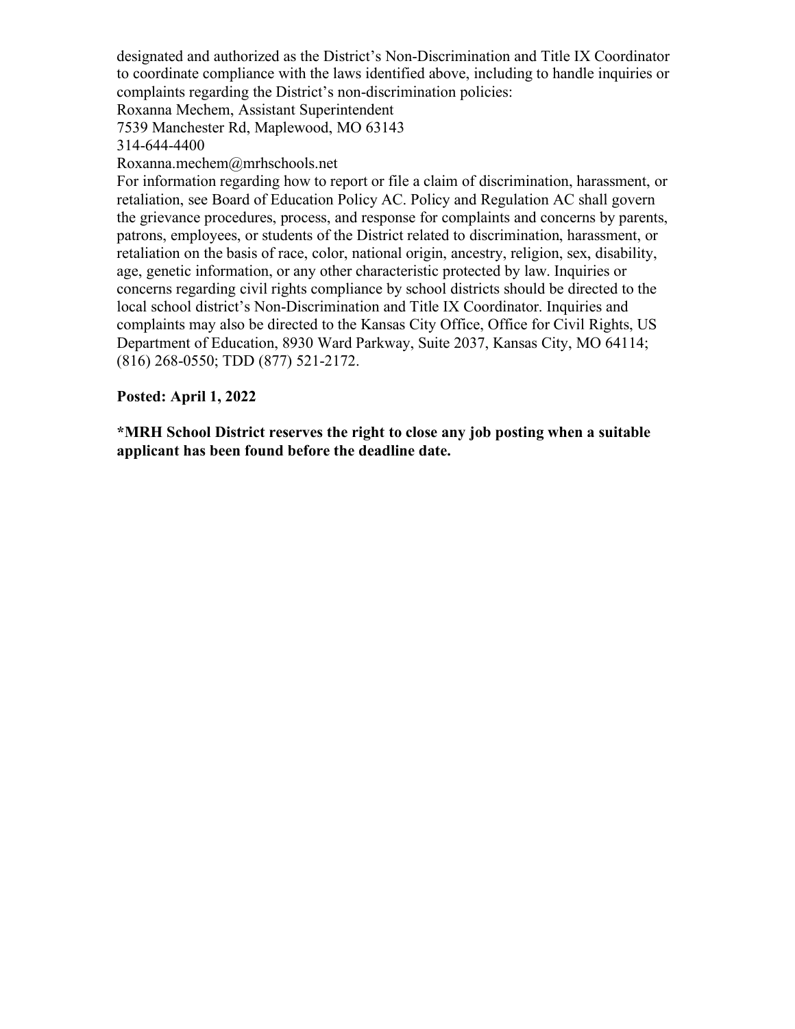designated and authorized as the District's Non-Discrimination and Title IX Coordinator to coordinate compliance with the laws identified above, including to handle inquiries or complaints regarding the District's non-discrimination policies:
Roxanna Mechem, Assistant Superintendent
7539 Manchester Rd, Maplewood, MO 63143
314-644-4400
Roxanna.mechem@mrhschools.net
For information regarding how to report or file a claim of discrimination, harassment, or retaliation, see Board of Education Policy AC. Policy and Regulation AC shall govern the grievance procedures, process, and response for complaints and concerns by parents, patrons, employees, or students of the District related to discrimination, harassment, or retaliation on the basis of race, color, national origin, ancestry, religion, sex, disability, age, genetic information, or any other characteristic protected by law. Inquiries or concerns regarding civil rights compliance by school districts should be directed to the local school district's Non-Discrimination and Title IX Coordinator. Inquiries and complaints may also be directed to the Kansas City Office, Office for Civil Rights, US Department of Education, 8930 Ward Parkway, Suite 2037, Kansas City, MO 64114; (816) 268-0550; TDD (877) 521-2172.

**Posted: April 1, 2022**

***MRH School District reserves the right to close any job posting when a suitable applicant has been found before the deadline date.**